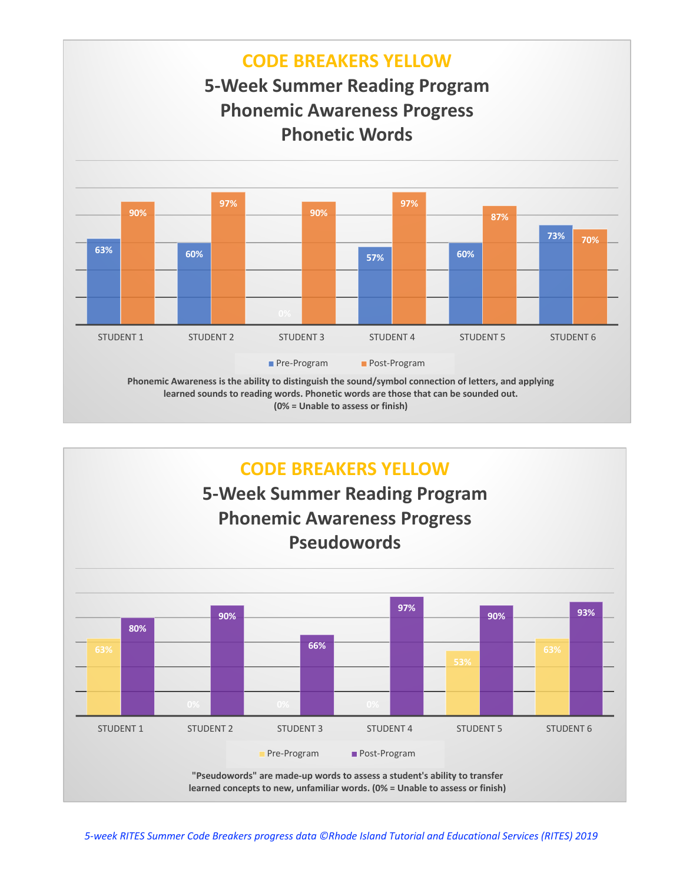## CODE BREAKERS YELLOW

### 5-Week Summer Reading Program
### Phonemic Awareness Progress
### Phonetic Words

| | Pre-Program | Post-Program |
|---|---|---|
| STUDENT 1 | 63% | 90% |
| STUDENT 2 | 60% | 97% |
| STUDENT 3 | 0% | 90% |
| STUDENT 4 | 57% | 97% |
| STUDENT 5 | 60% | 87% |
| STUDENT 6 | 73% | 70% |

**Phonemic Awareness is the ability to distinguish the sound/symbol connection of letters, and applying learned sounds to reading words. Phonetic words are those that can be sounded out. (0% = Unable to assess or finish)**

## CODE BREAKERS YELLOW

### 5-Week Summer Reading Program
### Phonemic Awareness Progress
### Pseudowords

| | Pre-Program | Post-Program |
|---|---|---|
| STUDENT 1 | 63% | 80% |
| STUDENT 2 | 0% | 90% |
| STUDENT 3 | 0% | 66% |
| STUDENT 4 | 0% | 97% |
| STUDENT 5 | 53% | 90% |
| STUDENT 6 | 63% | 93% |

**"Pseudowords" are made-up words to assess a student's ability to transfer learned concepts to new, unfamiliar words. (0% = Unable to assess or finish)**

*5-week RITES Summer Code Breakers progress data ©Rhode Island Tutorial and Educational Services (RITES) 2019*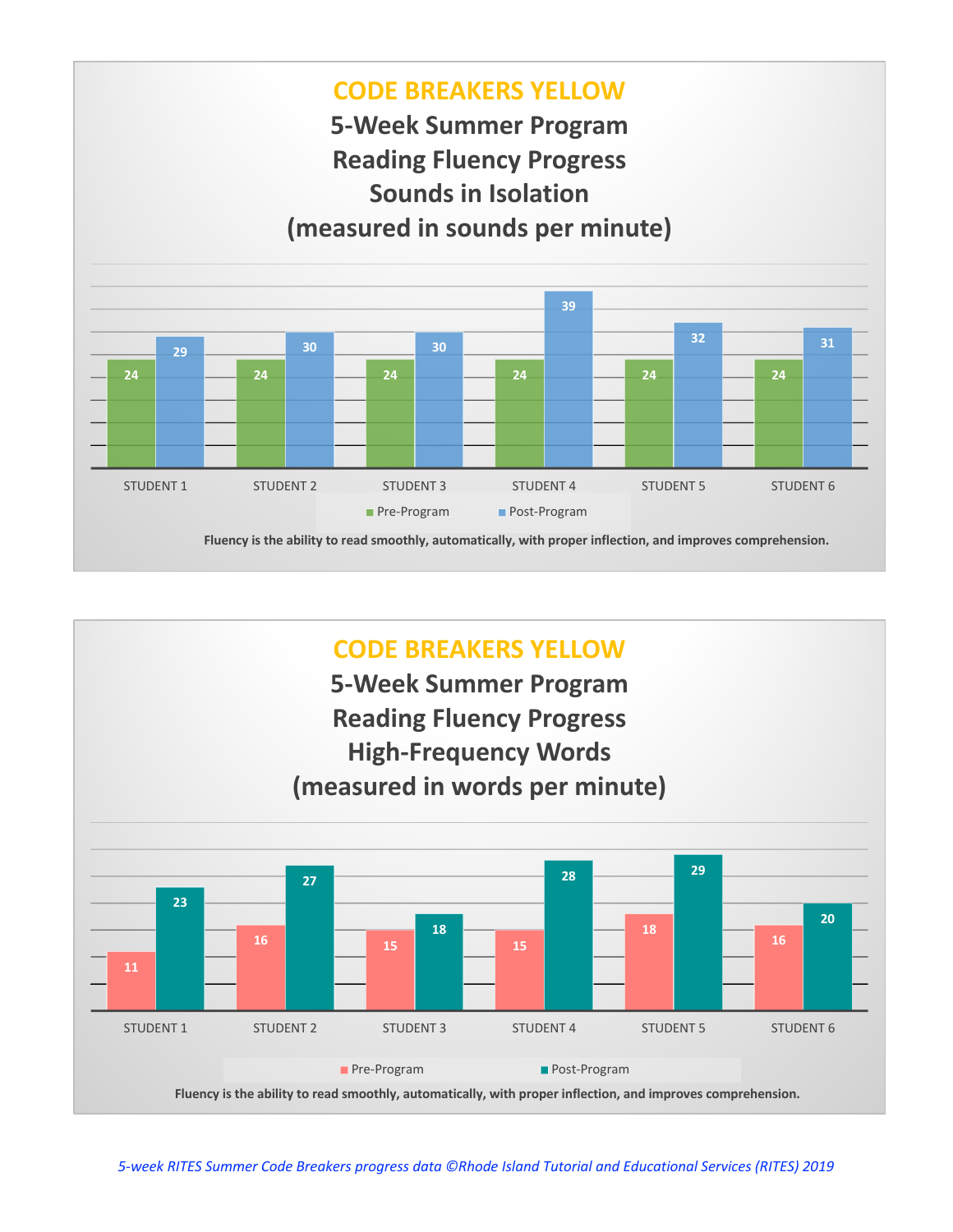## CODE BREAKERS YELLOW

### 5-Week Summer Program
### Reading Fluency Progress
### Sounds in Isolation
### (measured in sounds per minute)

| | Pre-Program | Post-Program |
|---|---|---|
| STUDENT 1 | 24 | 29 |
| STUDENT 2 | 24 | 30 |
| STUDENT 3 | 24 | 30 |
| STUDENT 4 | 24 | 39 |
| STUDENT 5 | 24 | 32 |
| STUDENT 6 | 24 | 31 |

**Fluency is the ability to read smoothly, automatically, with proper inflection, and improves comprehension.**

## CODE BREAKERS YELLOW

### 5-Week Summer Program
### Reading Fluency Progress
### High-Frequency Words
### (measured in words per minute)

| | Pre-Program | Post-Program |
|---|---|---|
| STUDENT 1 | 11 | 23 |
| STUDENT 2 | 16 | 27 |
| STUDENT 3 | 15 | 18 |
| STUDENT 4 | 15 | 28 |
| STUDENT 5 | 18 | 29 |
| STUDENT 6 | 16 | 20 |

**Fluency is the ability to read smoothly, automatically, with proper inflection, and improves comprehension.**

*5-week RITES Summer Code Breakers progress data ©Rhode Island Tutorial and Educational Services (RITES) 2019*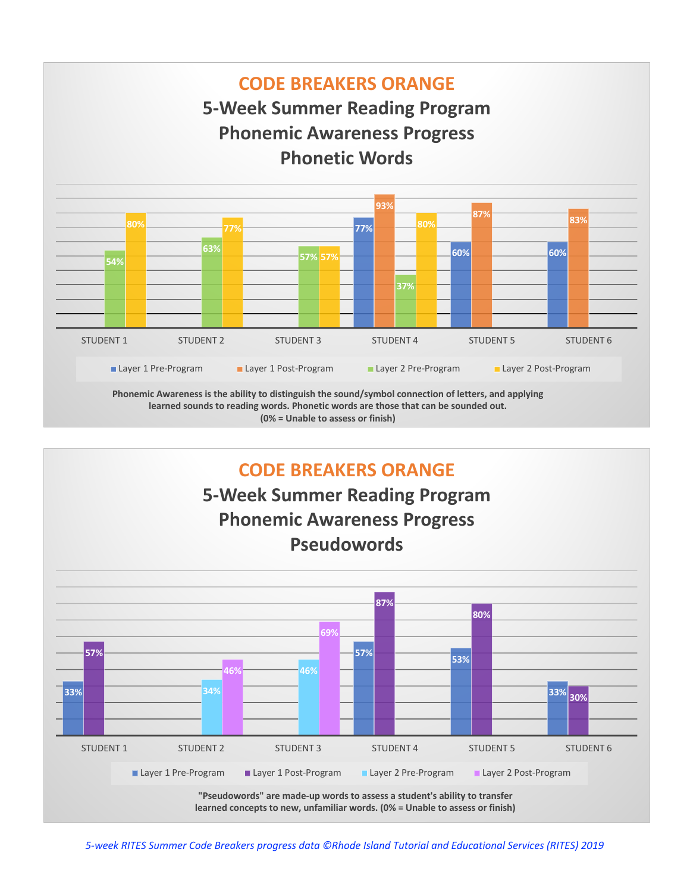## CODE BREAKERS ORANGE

### 5-Week Summer Reading Program Phonemic Awareness Progress Phonetic Words

| | Layer 1 Pre-Program | Layer 1 Post-Program | Layer 2 Pre-Program | Layer 2 Post-Program |
|---|---|---|---|---|
| STUDENT 1 | | | 54% | 80% |
| STUDENT 2 | | | 63% | 77% |
| STUDENT 3 | | | 57% | 57% |
| STUDENT 4 | 77% | 93% | 37% | 80% |
| STUDENT 5 | 60% | 87% | | |
| STUDENT 6 | 60% | 83% | | |

**Phonemic Awareness is the ability to distinguish the sound/symbol connection of letters, and applying learned sounds to reading words. Phonetic words are those that can be sounded out. (0% = Unable to assess or finish)**

## CODE BREAKERS ORANGE

### 5-Week Summer Reading Program Phonemic Awareness Progress Pseudowords

| | Layer 1 Pre-Program | Layer 1 Post-Program | Layer 2 Pre-Program | Layer 2 Post-Program |
|---|---|---|---|---|
| STUDENT 1 | 33% | 57% | | |
| STUDENT 2 | | | 34% | 46% |
| STUDENT 3 | | | 46% | 69% |
| STUDENT 4 | 57% | 87% | | |
| STUDENT 5 | 53% | 80% | | |
| STUDENT 6 | 33% | 30% | | |

**"Pseudowords" are made-up words to assess a student's ability to transfer learned concepts to new, unfamiliar words. (0% = Unable to assess or finish)**

*5-week RITES Summer Code Breakers progress data ©Rhode Island Tutorial and Educational Services (RITES) 2019*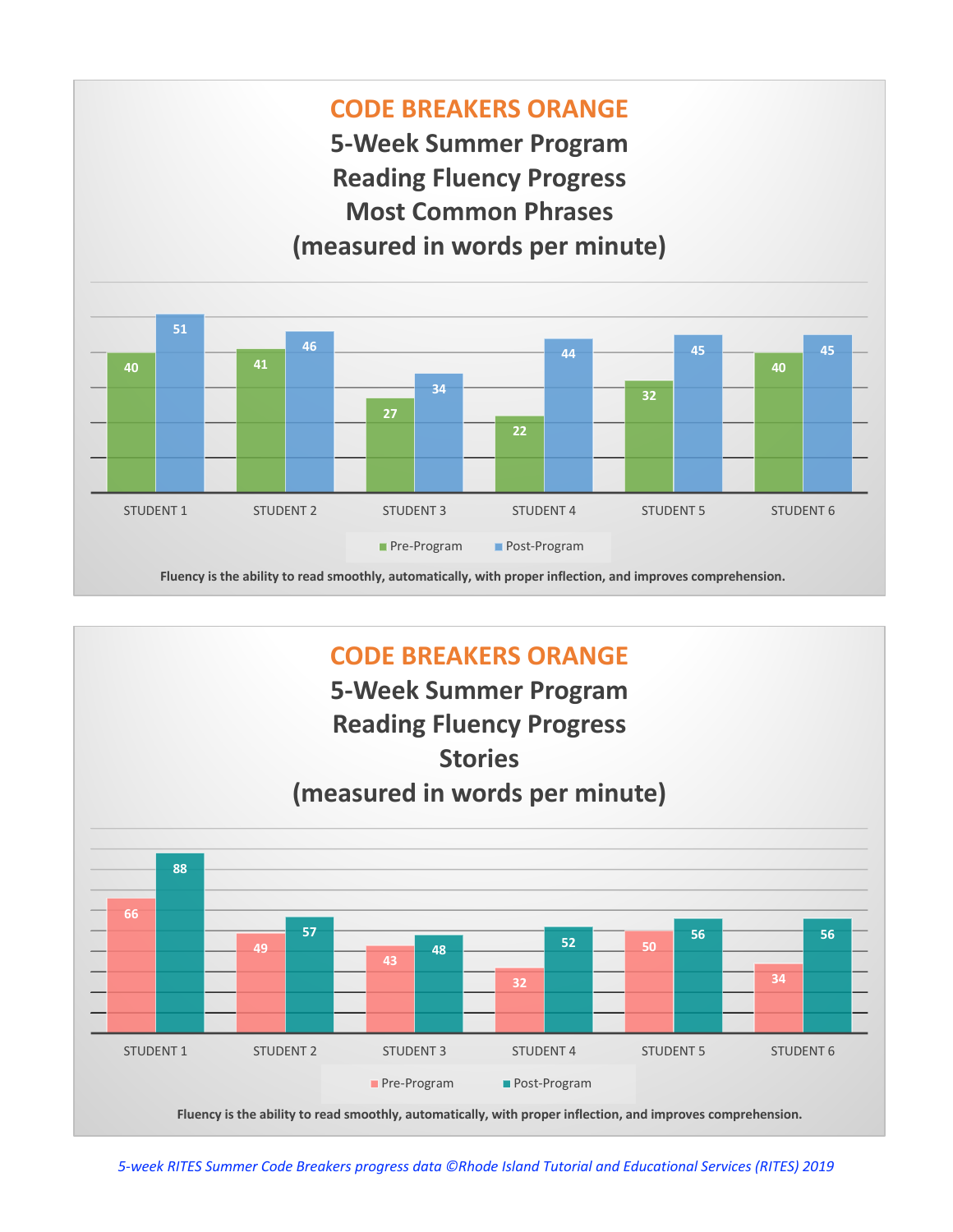## CODE BREAKERS ORANGE

### 5-Week Summer Program
### Reading Fluency Progress
### Most Common Phrases
### (measured in words per minute)

| | STUDENT 1 | STUDENT 2 | STUDENT 3 | STUDENT 4 | STUDENT 5 | STUDENT 6 |
|---|---|---|---|---|---|---|
| Pre-Program | 40 | 41 | 27 | 22 | 32 | 40 |
| Post-Program | 51 | 46 | 34 | 44 | 45 | 45 |

**Fluency is the ability to read smoothly, automatically, with proper inflection, and improves comprehension.**

## CODE BREAKERS ORANGE

### 5-Week Summer Program
### Reading Fluency Progress
### Stories
### (measured in words per minute)

| | STUDENT 1 | STUDENT 2 | STUDENT 3 | STUDENT 4 | STUDENT 5 | STUDENT 6 |
|---|---|---|---|---|---|---|
| Pre-Program | 66 | 49 | 43 | 32 | 50 | 34 |
| Post-Program | 88 | 57 | 48 | 52 | 56 | 56 |

**Fluency is the ability to read smoothly, automatically, with proper inflection, and improves comprehension.**

*5-week RITES Summer Code Breakers progress data ©Rhode Island Tutorial and Educational Services (RITES) 2019*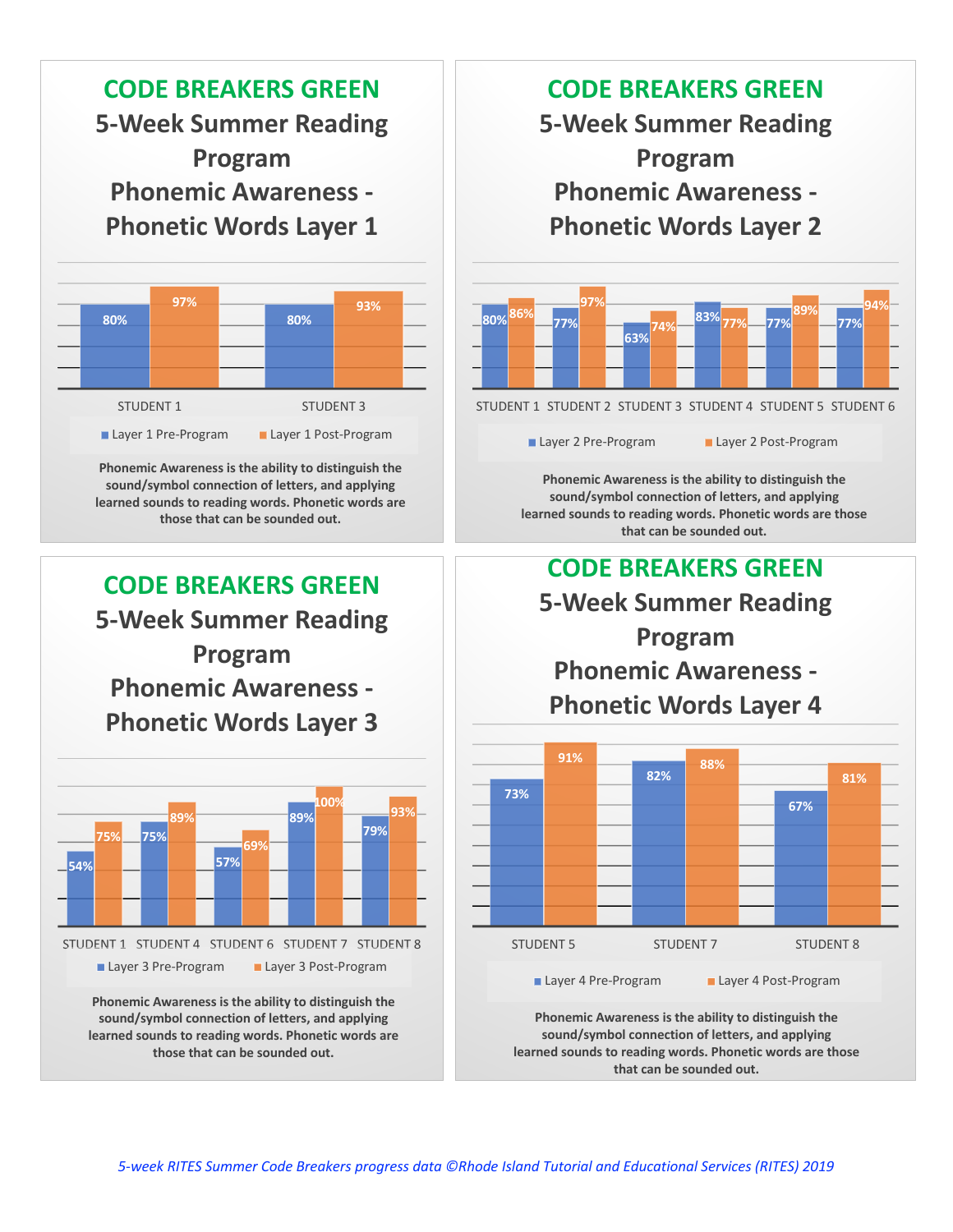## CODE BREAKERS GREEN

### 5-Week Summer Reading Program

### Phonemic Awareness - Phonetic Words Layer 1

| | Layer 1 Pre-Program | Layer 1 Post-Program |
|---|---|---|
| STUDENT 1 | 80% | 97% |
| STUDENT 3 | 80% | 93% |

**Phonemic Awareness is the ability to distinguish the sound/symbol connection of letters, and applying learned sounds to reading words. Phonetic words are those that can be sounded out.**

## CODE BREAKERS GREEN

### 5-Week Summer Reading Program

### Phonemic Awareness - Phonetic Words Layer 2

| | Layer 2 Pre-Program | Layer 2 Post-Program |
|---|---|---|
| STUDENT 1 | 80% | 86% |
| STUDENT 2 | 77% | 97% |
| STUDENT 3 | 63% | 74% |
| STUDENT 4 | 83% | 77% |
| STUDENT 5 | 77% | 89% |
| STUDENT 6 | 77% | 94% |

**Phonemic Awareness is the ability to distinguish the sound/symbol connection of letters, and applying learned sounds to reading words. Phonetic words are those that can be sounded out.**

## CODE BREAKERS GREEN

### 5-Week Summer Reading Program

### Phonemic Awareness - Phonetic Words Layer 3

| | Layer 3 Pre-Program | Layer 3 Post-Program |
|---|---|---|
| STUDENT 1 | 54% | 75% |
| STUDENT 4 | 75% | 89% |
| STUDENT 6 | 57% | 69% |
| STUDENT 7 | 89% | 100% |
| STUDENT 8 | 79% | 93% |

**Phonemic Awareness is the ability to distinguish the sound/symbol connection of letters, and applying learned sounds to reading words. Phonetic words are those that can be sounded out.**

## CODE BREAKERS GREEN

### 5-Week Summer Reading Program

### Phonemic Awareness - Phonetic Words Layer 4

| | Layer 4 Pre-Program | Layer 4 Post-Program |
|---|---|---|
| STUDENT 5 | 73% | 91% |
| STUDENT 7 | 82% | 88% |
| STUDENT 8 | 67% | 81% |

**Phonemic Awareness is the ability to distinguish the sound/symbol connection of letters, and applying learned sounds to reading words. Phonetic words are those that can be sounded out.**

*5-week RITES Summer Code Breakers progress data ©Rhode Island Tutorial and Educational Services (RITES) 2019*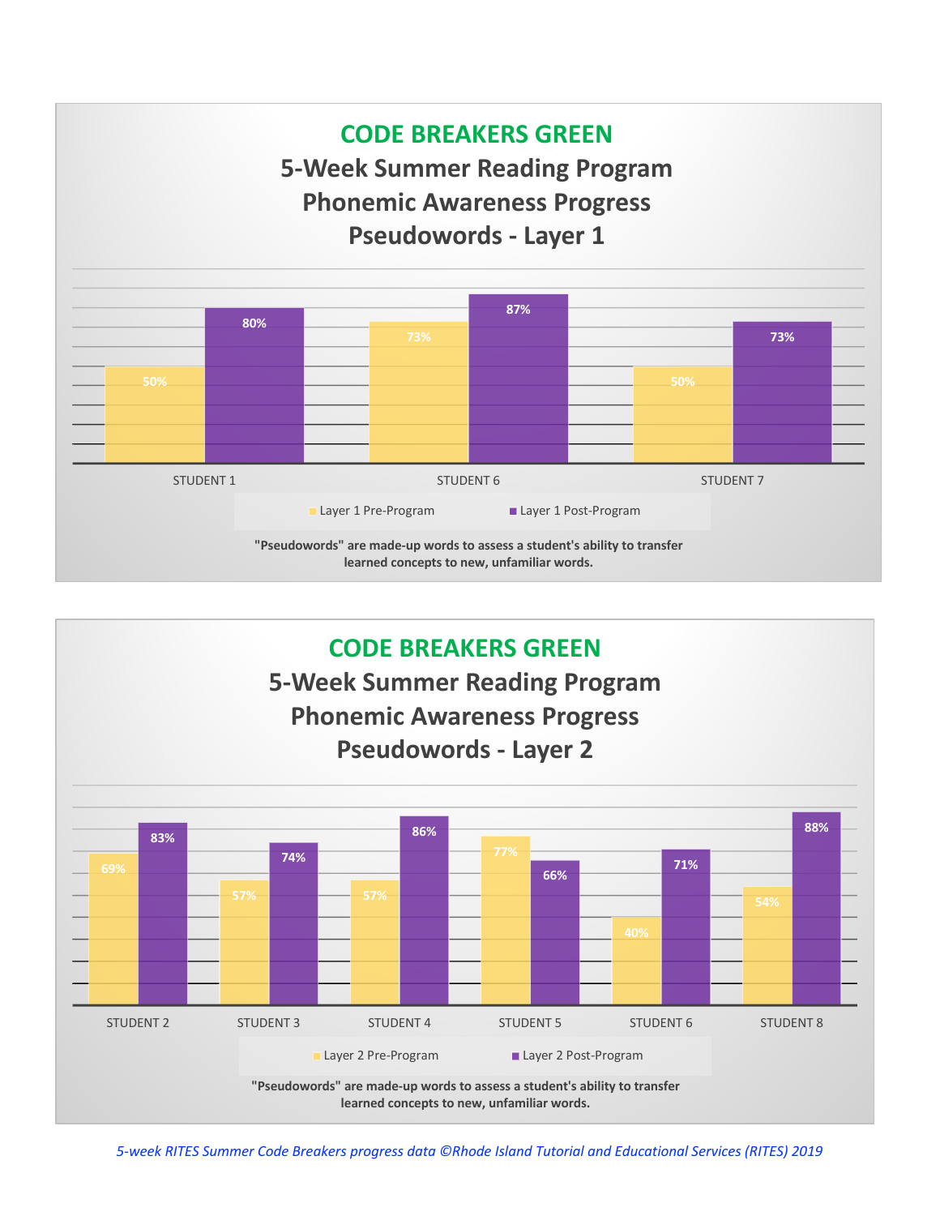## CODE BREAKERS GREEN

### 5-Week Summer Reading Program
### Phonemic Awareness Progress
### Pseudowords - Layer 1

| | Layer 1 Pre-Program | Layer 1 Post-Program |
|---|---|---|
| STUDENT 1 | 50% | 80% |
| STUDENT 6 | 73% | 87% |
| STUDENT 7 | 50% | 73% |

**"Pseudowords" are made-up words to assess a student's ability to transfer learned concepts to new, unfamiliar words.**

## CODE BREAKERS GREEN

### 5-Week Summer Reading Program
### Phonemic Awareness Progress
### Pseudowords - Layer 2

| | Layer 2 Pre-Program | Layer 2 Post-Program |
|---|---|---|
| STUDENT 2 | 69% | 83% |
| STUDENT 3 | 57% | 74% |
| STUDENT 4 | 57% | 86% |
| STUDENT 5 | 77% | 66% |
| STUDENT 6 | 40% | 71% |
| STUDENT 8 | 54% | 88% |

**"Pseudowords" are made-up words to assess a student's ability to transfer learned concepts to new, unfamiliar words.**

*5-week RITES Summer Code Breakers progress data ©Rhode Island Tutorial and Educational Services (RITES) 2019*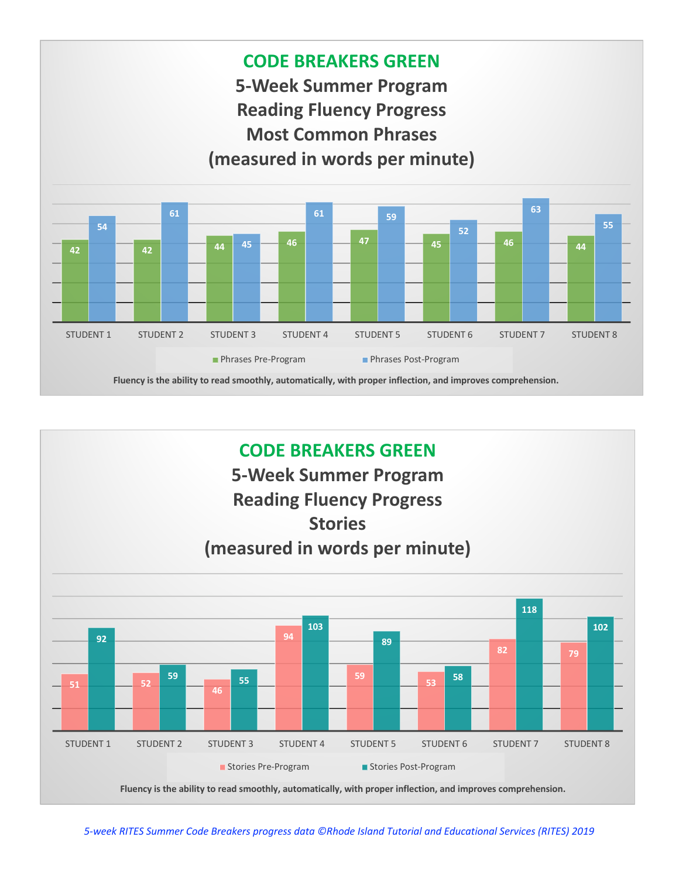## CODE BREAKERS GREEN

### 5-Week Summer Program
### Reading Fluency Progress
### Most Common Phrases
### (measured in words per minute)

| | STUDENT 1 | STUDENT 2 | STUDENT 3 | STUDENT 4 | STUDENT 5 | STUDENT 6 | STUDENT 7 | STUDENT 8 |
|---|---|---|---|---|---|---|---|---|
| Phrases Pre-Program | 42 | 42 | 44 | 46 | 47 | 45 | 46 | 44 |
| Phrases Post-Program | 54 | 61 | 45 | 61 | 59 | 52 | 63 | 55 |

**Fluency is the ability to read smoothly, automatically, with proper inflection, and improves comprehension.**

## CODE BREAKERS GREEN

### 5-Week Summer Program
### Reading Fluency Progress
### Stories
### (measured in words per minute)

| | STUDENT 1 | STUDENT 2 | STUDENT 3 | STUDENT 4 | STUDENT 5 | STUDENT 6 | STUDENT 7 | STUDENT 8 |
|---|---|---|---|---|---|---|---|---|
| Stories Pre-Program | 51 | 52 | 46 | 94 | 59 | 53 | 82 | 79 |
| Stories Post-Program | 92 | 59 | 55 | 103 | 89 | 58 | 118 | 102 |

**Fluency is the ability to read smoothly, automatically, with proper inflection, and improves comprehension.**

*5-week RITES Summer Code Breakers progress data ©Rhode Island Tutorial and Educational Services (RITES) 2019*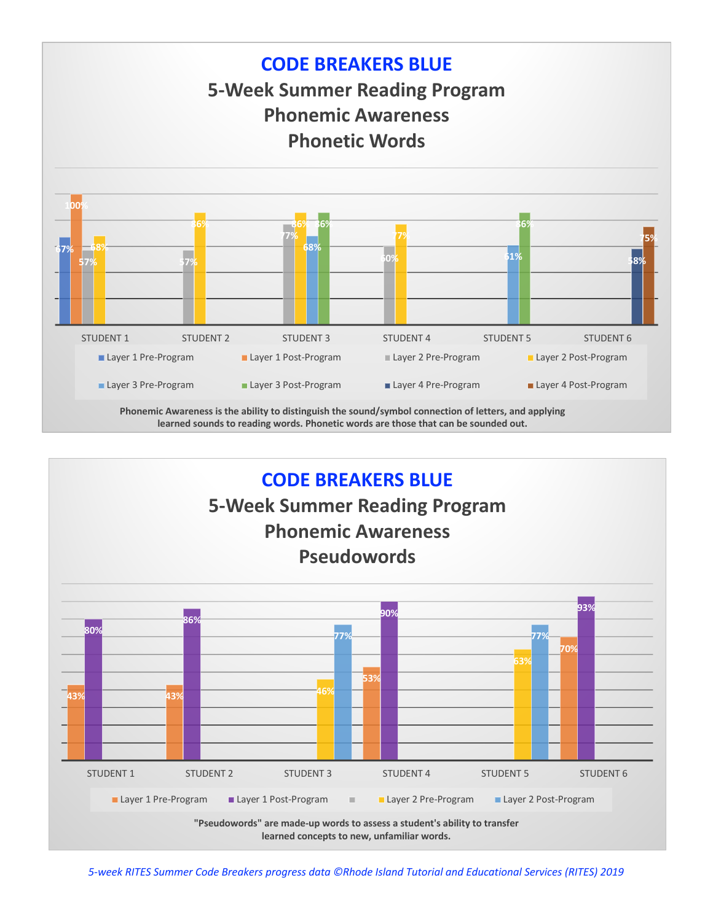## CODE BREAKERS BLUE

### 5-Week Summer Reading Program
### Phonemic Awareness
### Phonetic Words

| | Layer 1 Pre-Program | Layer 1 Post-Program | Layer 2 Pre-Program | Layer 2 Post-Program | Layer 3 Pre-Program | Layer 3 Post-Program | Layer 4 Pre-Program | Layer 4 Post-Program |
|---|---|---|---|---|---|---|---|---|
| STUDENT 1 | 67% | 100% | 57% | 68% | | | | |
| STUDENT 2 | | | 57% | 86% | | | | |
| STUDENT 3 | | | 77% | 86% | 68% | 86% | | |
| STUDENT 4 | | | 60% | 77% | | | | |
| STUDENT 5 | | | | | 61% | 86% | | |
| STUDENT 6 | | | | | | | 58% | 75% |

**Phonemic Awareness is the ability to distinguish the sound/symbol connection of letters, and applying learned sounds to reading words. Phonetic words are those that can be sounded out.**

## CODE BREAKERS BLUE

### 5-Week Summer Reading Program
### Phonemic Awareness
### Pseudowords

| | Layer 1 Pre-Program | Layer 1 Post-Program | Layer 2 Pre-Program | Layer 2 Post-Program |
|---|---|---|---|---|
| STUDENT 1 | 43% | 80% | | |
| STUDENT 2 | 43% | 86% | | |
| STUDENT 3 | | | 46% | 77% |
| STUDENT 4 | 53% | 90% | | |
| STUDENT 5 | | | 63% | 77% |
| STUDENT 6 | 70% | 93% | | |

**"Pseudowords" are made-up words to assess a student's ability to transfer learned concepts to new, unfamiliar words.**

*5-week RITES Summer Code Breakers progress data ©Rhode Island Tutorial and Educational Services (RITES) 2019*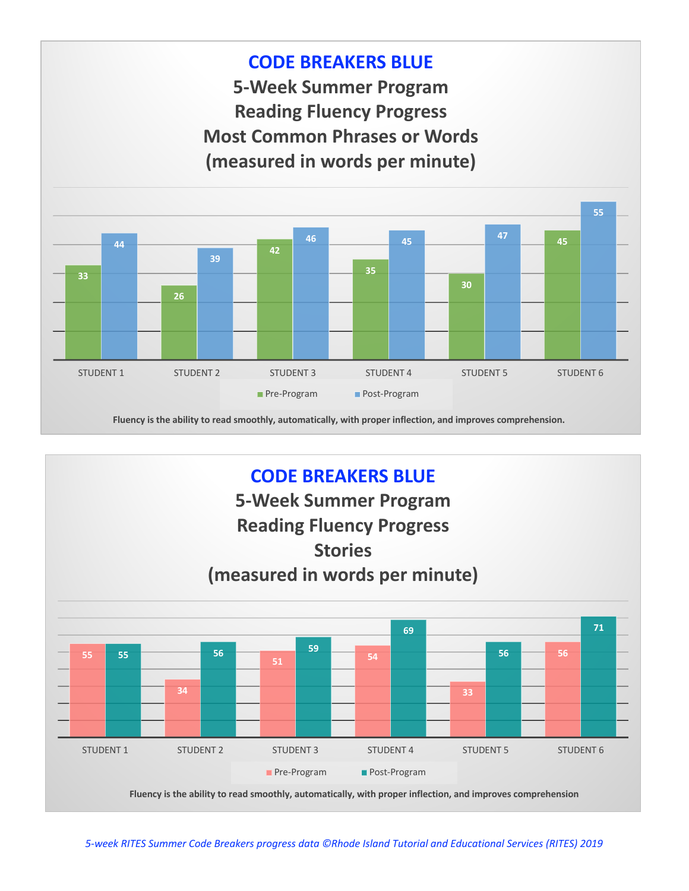## CODE BREAKERS BLUE

### 5-Week Summer Program
### Reading Fluency Progress
### Most Common Phrases or Words
### (measured in words per minute)

| | Pre-Program | Post-Program |
|---|---|---|
| STUDENT 1 | 33 | 44 |
| STUDENT 2 | 26 | 39 |
| STUDENT 3 | 42 | 46 |
| STUDENT 4 | 35 | 45 |
| STUDENT 5 | 30 | 47 |
| STUDENT 6 | 45 | 55 |

**Fluency is the ability to read smoothly, automatically, with proper inflection, and improves comprehension.**

## CODE BREAKERS BLUE

### 5-Week Summer Program
### Reading Fluency Progress
### Stories
### (measured in words per minute)

| | Pre-Program | Post-Program |
|---|---|---|
| STUDENT 1 | 55 | 55 |
| STUDENT 2 | 34 | 56 |
| STUDENT 3 | 51 | 59 |
| STUDENT 4 | 54 | 69 |
| STUDENT 5 | 33 | 56 |
| STUDENT 6 | 56 | 71 |

**Fluency is the ability to read smoothly, automatically, with proper inflection, and improves comprehension**

*5-week RITES Summer Code Breakers progress data ©Rhode Island Tutorial and Educational Services (RITES) 2019*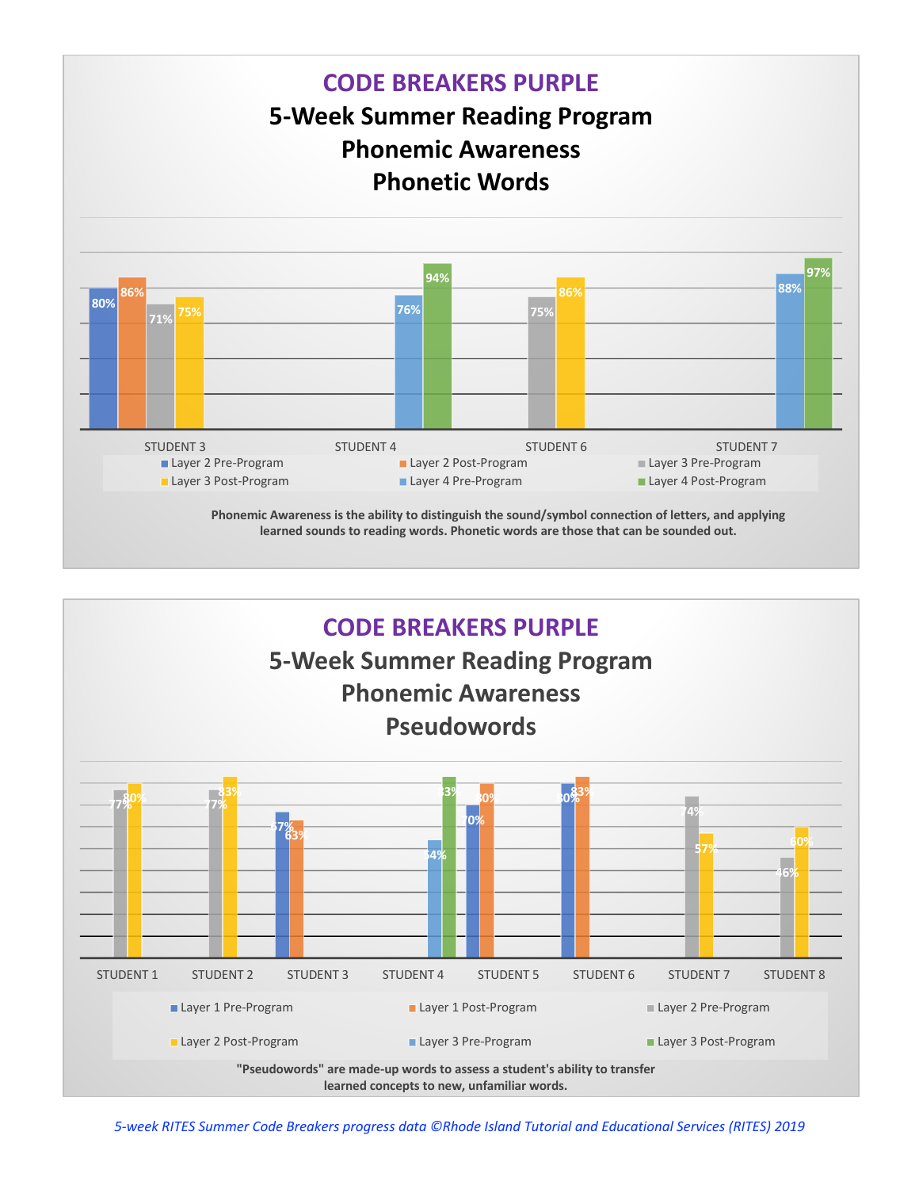# CODE BREAKERS PURPLE

## 5-Week Summer Reading Program
## Phonemic Awareness
## Phonetic Words

| | Layer 2 Pre-Program | Layer 2 Post-Program | Layer 3 Pre-Program | Layer 3 Post-Program | Layer 4 Pre-Program | Layer 4 Post-Program |
|---|---|---|---|---|---|---|
| STUDENT 3 | 80% | 86% | 71% | 75% | | |
| STUDENT 4 | | | | | 76% | 94% |
| STUDENT 6 | | | 75% | 86% | | |
| STUDENT 7 | | | | | 88% | 97% |

**Phonemic Awareness is the ability to distinguish the sound/symbol connection of letters, and applying learned sounds to reading words. Phonetic words are those that can be sounded out.**

# CODE BREAKERS PURPLE

## 5-Week Summer Reading Program
## Phonemic Awareness
## Pseudowords

| | Layer 1 Pre-Program | Layer 1 Post-Program | Layer 2 Pre-Program | Layer 2 Post-Program | Layer 3 Pre-Program | Layer 3 Post-Program |
|---|---|---|---|---|---|---|
| STUDENT 1 | | | 77% | 80% | | |
| STUDENT 2 | | | 77% | 83% | | |
| STUDENT 3 | 67% | 63% | | | | |
| STUDENT 4 | | | | | 54% | 83% |
| STUDENT 5 | 70% | 80% | | | | |
| STUDENT 6 | 80% | 83% | | | | |
| STUDENT 7 | | | 74% | 57% | | |
| STUDENT 8 | | | 46% | 60% | | |

**"Pseudowords" are made-up words to assess a student's ability to transfer learned concepts to new, unfamiliar words.**

*5-week RITES Summer Code Breakers progress data ©Rhode Island Tutorial and Educational Services (RITES) 2019*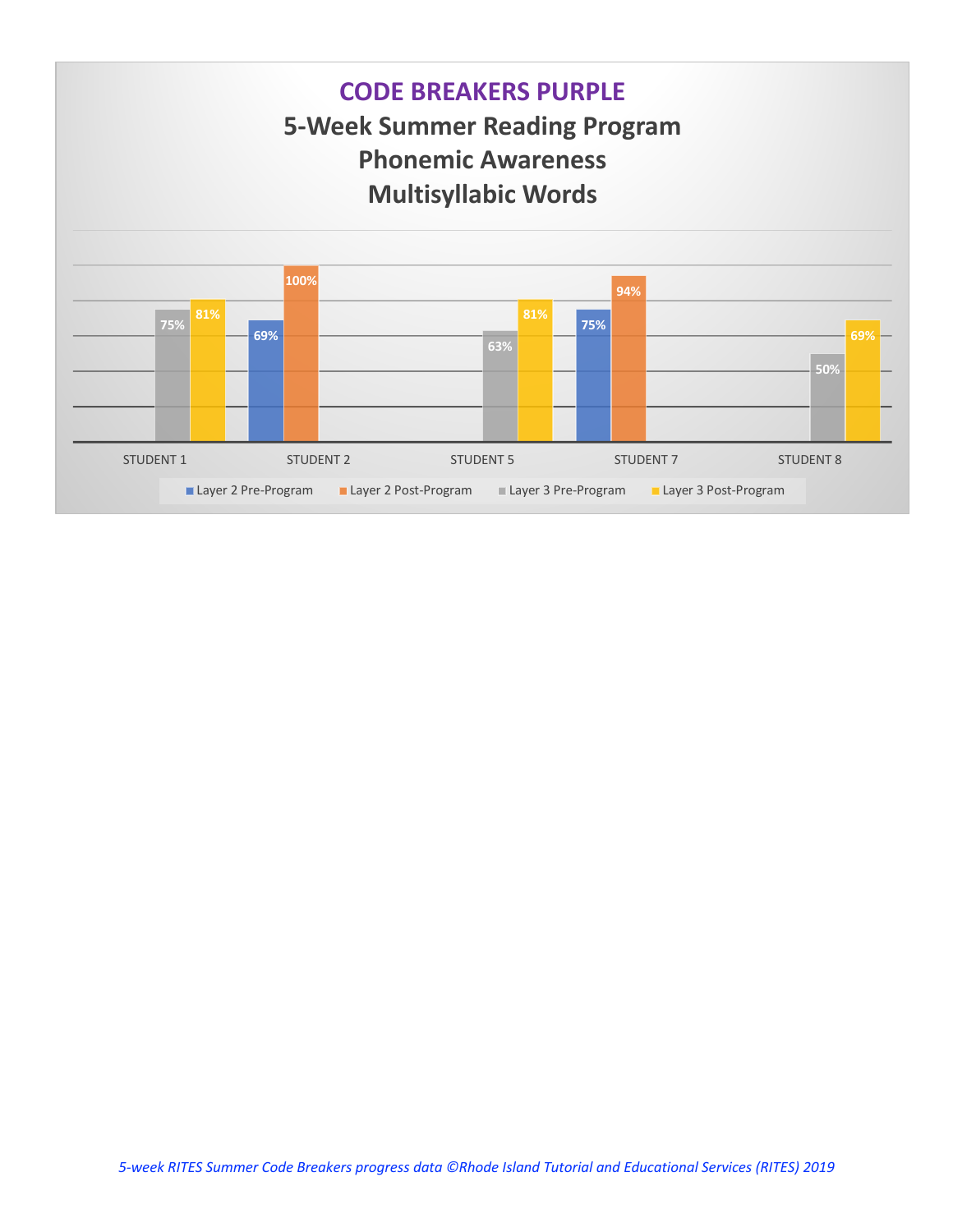# CODE BREAKERS PURPLE

## 5-Week Summer Reading Program
## Phonemic Awareness
## Multisyllabic Words

| | Layer 2 Pre-Program | Layer 2 Post-Program | Layer 3 Pre-Program | Layer 3 Post-Program |
|---|---|---|---|---|
| STUDENT 1 | | | 75% | 81% |
| STUDENT 2 | 69% | 100% | | |
| STUDENT 5 | | | 63% | 81% |
| STUDENT 7 | 75% | 94% | | |
| STUDENT 8 | | | 50% | 69% |

*5-week RITES Summer Code Breakers progress data ©Rhode Island Tutorial and Educational Services (RITES) 2019*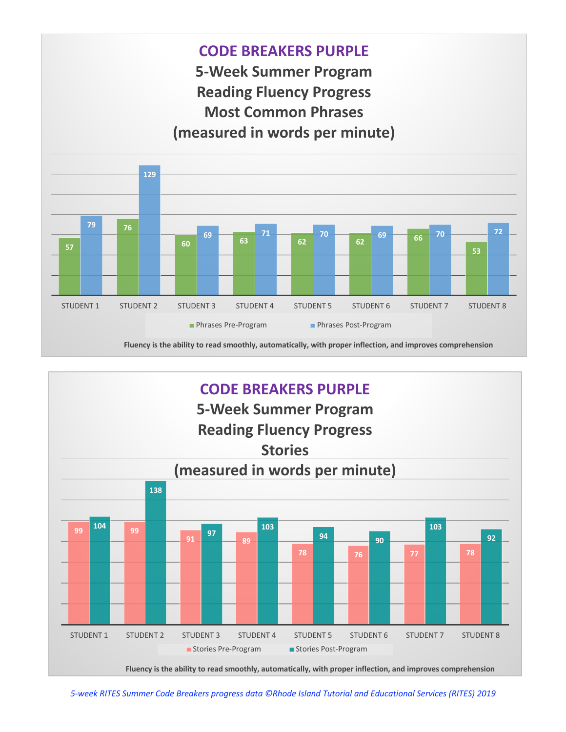## CODE BREAKERS PURPLE

**5-Week Summer Program**
**Reading Fluency Progress**
**Most Common Phrases**
**(measured in words per minute)**

79
57
129
76
69
60
71
63
70
62
69
62
70
66
72
53

STUDENT 1
STUDENT 2
STUDENT 3
STUDENT 4
STUDENT 5
STUDENT 6
STUDENT 7
STUDENT 8

Phrases Pre-Program
Phrases Post-Program

**Fluency is the ability to read smoothly, automatically, with proper inflection, and improves comprehension**

## CODE BREAKERS PURPLE

**5-Week Summer Program**
**Reading Fluency Progress**
**Stories**
**(measured in words per minute)**

99
104
99
138
91
97
89
103
78
94
76
90
77
103
78
92

STUDENT 1
STUDENT 2
STUDENT 3
STUDENT 4
STUDENT 5
STUDENT 6
STUDENT 7
STUDENT 8

Stories Pre-Program
Stories Post-Program

**Fluency is the ability to read smoothly, automatically, with proper inflection, and improves comprehension**

*5-week RITES Summer Code Breakers progress data ©Rhode Island Tutorial and Educational Services (RITES) 2019*